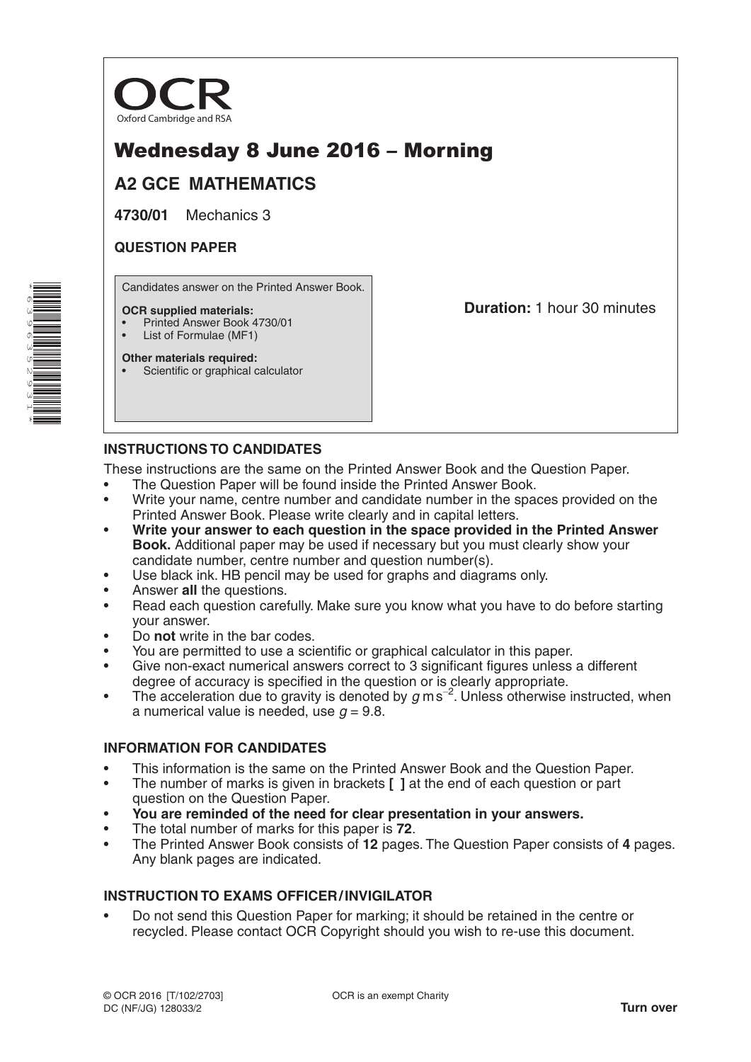OCR
Oxford Cambridge and RSA

# Wednesday 8 June 2016 – Morning

## A2 GCE MATHEMATICS

**4730/01** Mechanics 3

**QUESTION PAPER**

Candidates answer on the Printed Answer Book.

**OCR supplied materials:**
- Printed Answer Book 4730/01
- List of Formulae (MF1)

**Other materials required:**
- Scientific or graphical calculator

**Duration:** 1 hour 30 minutes

### INSTRUCTIONS TO CANDIDATES

These instructions are the same on the Printed Answer Book and the Question Paper.

- The Question Paper will be found inside the Printed Answer Book.
- Write your name, centre number and candidate number in the spaces provided on the Printed Answer Book. Please write clearly and in capital letters.
- **Write your answer to each question in the space provided in the Printed Answer Book.** Additional paper may be used if necessary but you must clearly show your candidate number, centre number and question number(s).
- Use black ink. HB pencil may be used for graphs and diagrams only.
- Answer **all** the questions.
- Read each question carefully. Make sure you know what you have to do before starting your answer.
- Do **not** write in the bar codes.
- You are permitted to use a scientific or graphical calculator in this paper.
- Give non-exact numerical answers correct to 3 significant figures unless a different degree of accuracy is specified in the question or is clearly appropriate.
- The acceleration due to gravity is denoted by $g\,\text{m}\,\text{s}^{-2}$. Unless otherwise instructed, when a numerical value is needed, use $g = 9.8$.

### INFORMATION FOR CANDIDATES

- This information is the same on the Printed Answer Book and the Question Paper.
- The number of marks is given in brackets **[ ]** at the end of each question or part question on the Question Paper.
- **You are reminded of the need for clear presentation in your answers.**
- The total number of marks for this paper is **72**.
- The Printed Answer Book consists of **12** pages. The Question Paper consists of **4** pages. Any blank pages are indicated.

### INSTRUCTION TO EXAMS OFFICER / INVIGILATOR

- Do not send this Question Paper for marking; it should be retained in the centre or recycled. Please contact OCR Copyright should you wish to re-use this document.

© OCR 2016 [T/102/2703]
DC (NF/JG) 128033/2

OCR is an exempt Charity

**Turn over**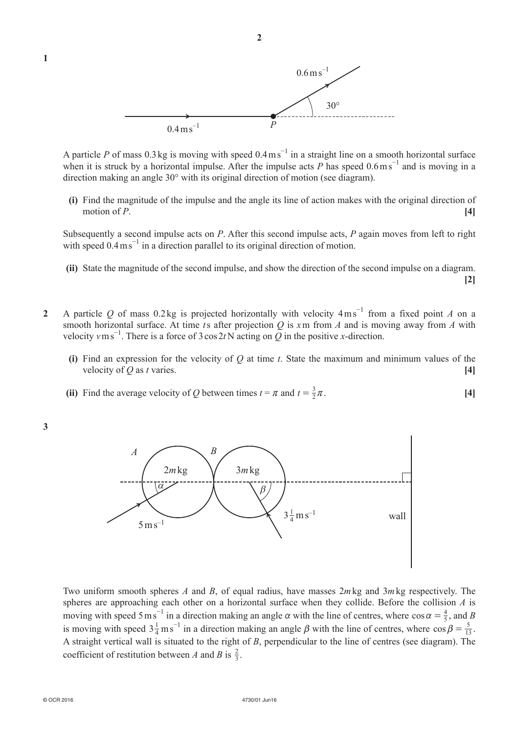**1**

A particle $P$ of mass 0.3 kg is moving with speed $0.4\,\text{m s}^{-1}$ in a straight line on a smooth horizontal surface when it is struck by a horizontal impulse. After the impulse acts $P$ has speed $0.6\,\text{m s}^{-1}$ and is moving in a direction making an angle 30° with its original direction of motion (see diagram).

**(i)** Find the magnitude of the impulse and the angle its line of action makes with the original direction of motion of $P$. **[4]**

Subsequently a second impulse acts on $P$. After this second impulse acts, $P$ again moves from left to right with speed $0.4\,\text{m s}^{-1}$ in a direction parallel to its original direction of motion.

**(ii)** State the magnitude of the second impulse, and show the direction of the second impulse on a diagram. **[2]**

**2** A particle $Q$ of mass 0.2 kg is projected horizontally with velocity $4\,\text{m s}^{-1}$ from a fixed point $A$ on a smooth horizontal surface. At time $t$ s after projection $Q$ is $x$ m from $A$ and is moving away from $A$ with velocity $v\,\text{m s}^{-1}$. There is a force of $3\cos 2t$ N acting on $Q$ in the positive $x$-direction.

**(i)** Find an expression for the velocity of $Q$ at time $t$. State the maximum and minimum values of the velocity of $Q$ as $t$ varies. **[4]**

**(ii)** Find the average velocity of $Q$ between times $t = \pi$ and $t = \frac{3}{2}\pi$. **[4]**

**3**

Two uniform smooth spheres $A$ and $B$, of equal radius, have masses $2m$ kg and $3m$ kg respectively. The spheres are approaching each other on a horizontal surface when they collide. Before the collision $A$ is moving with speed $5\,\text{m s}^{-1}$ in a direction making an angle $\alpha$ with the line of centres, where $\cos\alpha = \frac{4}{5}$, and $B$ is moving with speed $3\frac{1}{4}\,\text{m s}^{-1}$ in a direction making an angle $\beta$ with the line of centres, where $\cos\beta = \frac{5}{13}$. A straight vertical wall is situated to the right of $B$, perpendicular to the line of centres (see diagram). The coefficient of restitution between $A$ and $B$ is $\frac{2}{3}$.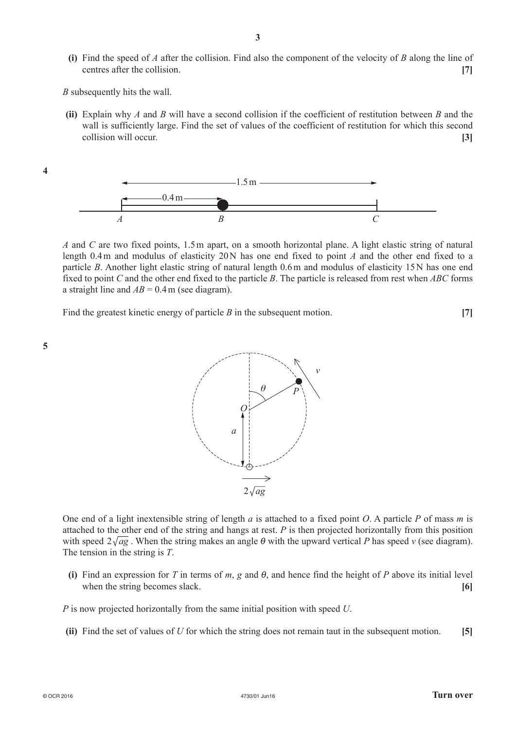**(i)** Find the speed of $A$ after the collision. Find also the component of the velocity of $B$ along the line of centres after the collision. **[7]**

$B$ subsequently hits the wall.

**(ii)** Explain why $A$ and $B$ will have a second collision if the coefficient of restitution between $B$ and the wall is sufficiently large. Find the set of values of the coefficient of restitution for which this second collision will occur. **[3]**

**4**

$A$ and $C$ are two fixed points, 1.5 m apart, on a smooth horizontal plane. A light elastic string of natural length 0.4 m and modulus of elasticity 20 N has one end fixed to point $A$ and the other end fixed to a particle $B$. Another light elastic string of natural length 0.6 m and modulus of elasticity 15 N has one end fixed to point $C$ and the other end fixed to the particle $B$. The particle is released from rest when $ABC$ forms a straight line and $AB = 0.4$ m (see diagram).

Find the greatest kinetic energy of particle $B$ in the subsequent motion. **[7]**

**5**

One end of a light inextensible string of length $a$ is attached to a fixed point $O$. A particle $P$ of mass $m$ is attached to the other end of the string and hangs at rest. $P$ is then projected horizontally from this position with speed $2\sqrt{ag}$. When the string makes an angle $\theta$ with the upward vertical $P$ has speed $v$ (see diagram). The tension in the string is $T$.

**(i)** Find an expression for $T$ in terms of $m$, $g$ and $\theta$, and hence find the height of $P$ above its initial level when the string becomes slack. **[6]**

$P$ is now projected horizontally from the same initial position with speed $U$.

**(ii)** Find the set of values of $U$ for which the string does not remain taut in the subsequent motion. **[5]**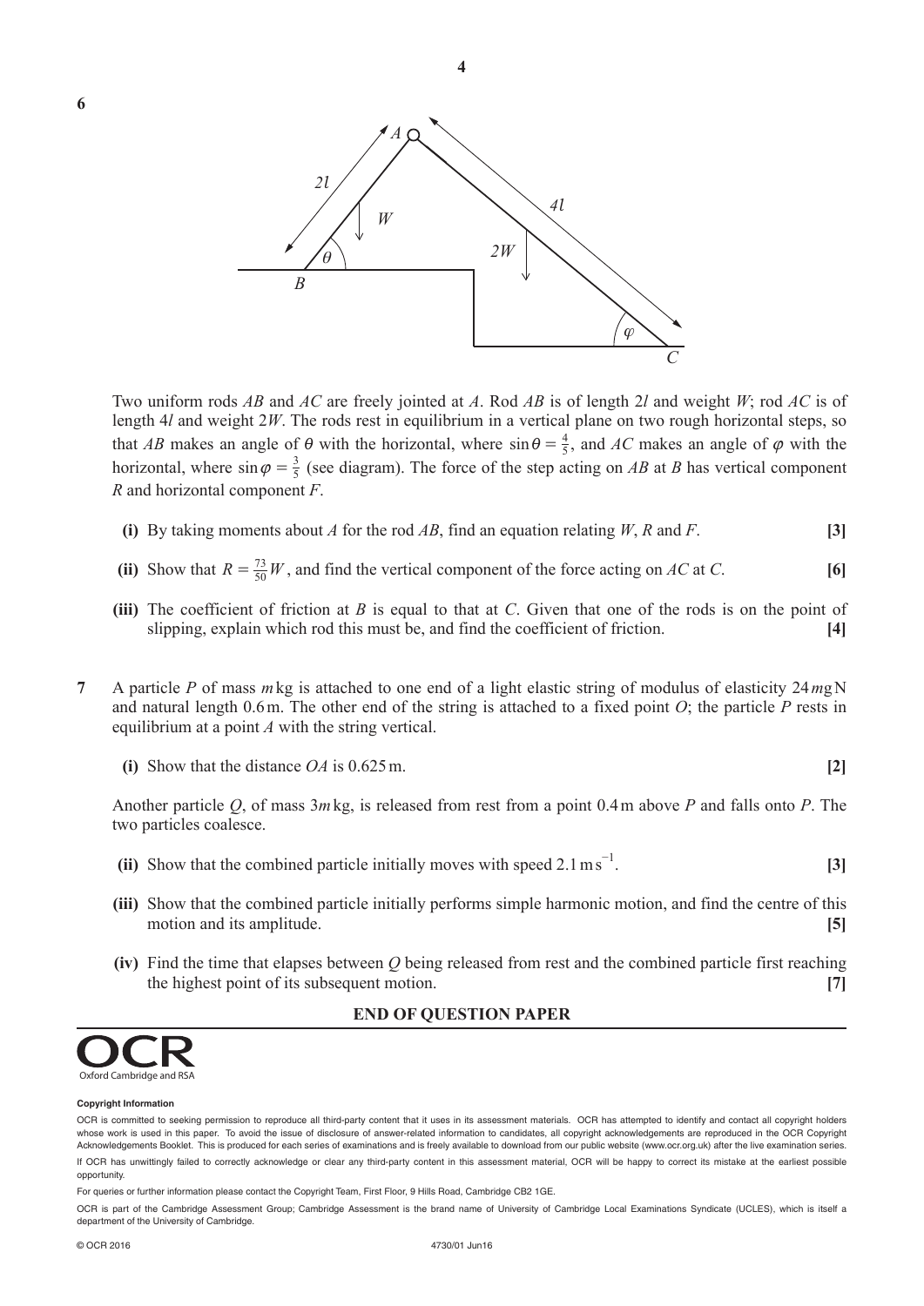**6**

A
2l
4l
W
2W
θ
φ
B
C

Two uniform rods $AB$ and $AC$ are freely jointed at $A$. Rod $AB$ is of length $2l$ and weight $W$; rod $AC$ is of length $4l$ and weight $2W$. The rods rest in equilibrium in a vertical plane on two rough horizontal steps, so that $AB$ makes an angle of $\theta$ with the horizontal, where $\sin\theta = \frac{4}{5}$, and $AC$ makes an angle of $\varphi$ with the horizontal, where $\sin\varphi = \frac{3}{5}$ (see diagram). The force of the step acting on $AB$ at $B$ has vertical component $R$ and horizontal component $F$.

**(i)** By taking moments about $A$ for the rod $AB$, find an equation relating $W$, $R$ and $F$. **[3]**

**(ii)** Show that $R = \frac{73}{50}W$, and find the vertical component of the force acting on $AC$ at $C$. **[6]**

**(iii)** The coefficient of friction at $B$ is equal to that at $C$. Given that one of the rods is on the point of slipping, explain which rod this must be, and find the coefficient of friction. **[4]**

**7** A particle $P$ of mass $m$ kg is attached to one end of a light elastic string of modulus of elasticity $24mg$ N and natural length 0.6 m. The other end of the string is attached to a fixed point $O$; the particle $P$ rests in equilibrium at a point $A$ with the string vertical.

**(i)** Show that the distance $OA$ is 0.625 m. **[2]**

Another particle $Q$, of mass $3m$ kg, is released from rest from a point 0.4 m above $P$ and falls onto $P$. The two particles coalesce.

**(ii)** Show that the combined particle initially moves with speed $2.1 \text{ m s}^{-1}$. **[3]**

**(iii)** Show that the combined particle initially performs simple harmonic motion, and find the centre of this motion and its amplitude. **[5]**

**(iv)** Find the time that elapses between $Q$ being released from rest and the combined particle first reaching the highest point of its subsequent motion. **[7]**

**END OF QUESTION PAPER**

**Copyright Information**

OCR is committed to seeking permission to reproduce all third-party content that it uses in its assessment materials. OCR has attempted to identify and contact all copyright holders whose work is used in this paper. To avoid the issue of disclosure of answer-related information to candidates, all copyright acknowledgements are reproduced in the OCR Copyright Acknowledgements Booklet. This is produced for each series of examinations and is freely available to download from our public website (www.ocr.org.uk) after the live examination series.

If OCR has unwittingly failed to correctly acknowledge or clear any third-party content in this assessment material, OCR will be happy to correct its mistake at the earliest possible opportunity.

For queries or further information please contact the Copyright Team, First Floor, 9 Hills Road, Cambridge CB2 1GE.

OCR is part of the Cambridge Assessment Group; Cambridge Assessment is the brand name of University of Cambridge Local Examinations Syndicate (UCLES), which is itself a department of the University of Cambridge.

© OCR 2016 4730/01 Jun16